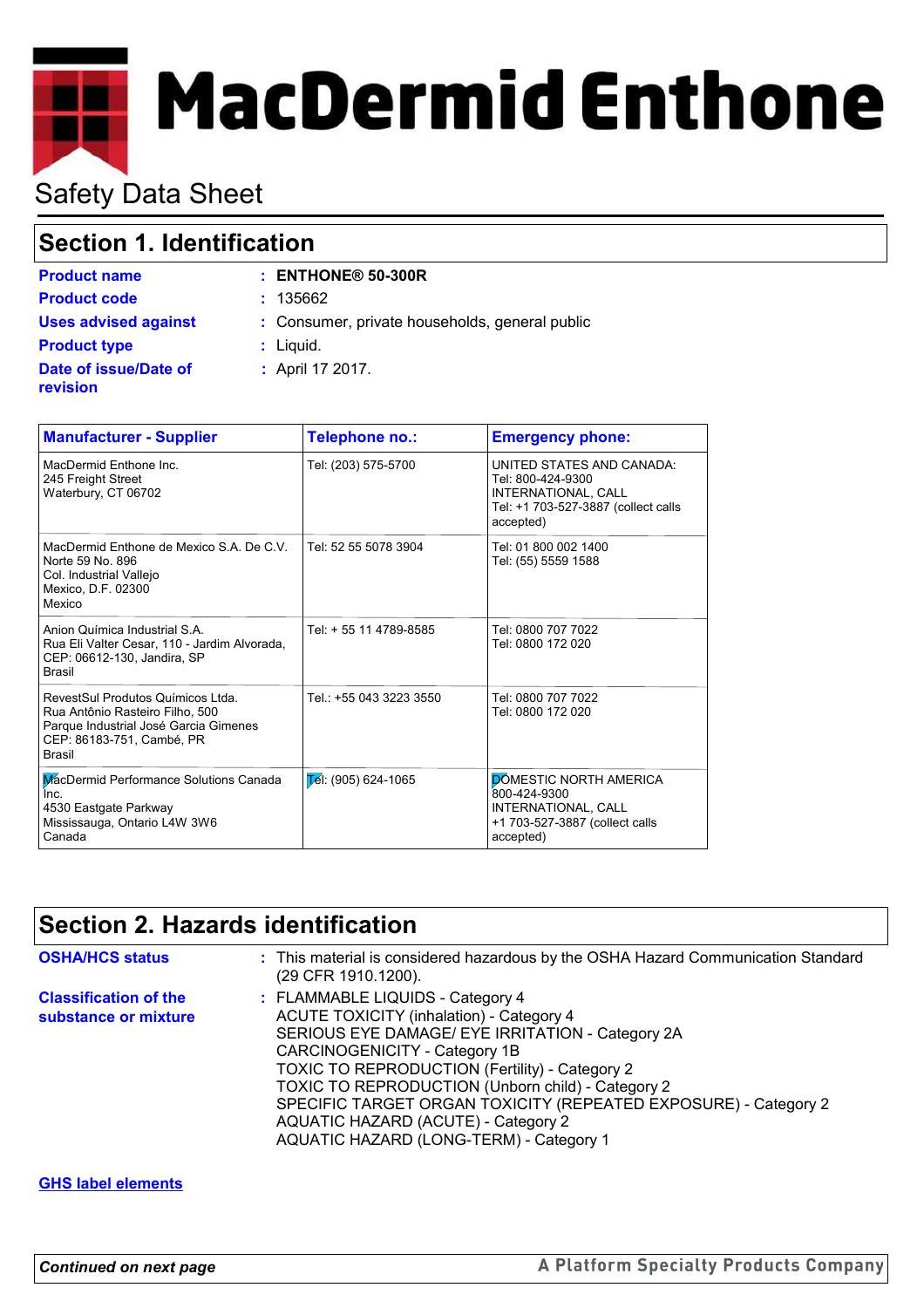MacDermid Enthone

# Safety Data Sheet

## Section 1. Identification

**Product name** : **ENTHONE® 50-300R**

**Product code** : 135662

**Uses advised against** : Consumer, private households, general public

**Product type** : Liquid.

**Date of issue/Date of revision** : April 17 2017.

| Manufacturer - Supplier | Telephone no.: | Emergency phone: |
|---|---|---|
| MacDermid Enthone Inc.<br>245 Freight Street<br>Waterbury, CT 06702 | Tel: (203) 575-5700 | UNITED STATES AND CANADA:<br>Tel: 800-424-9300<br>INTERNATIONAL, CALL<br>Tel: +1 703-527-3887 (collect calls accepted) |
| MacDermid Enthone de Mexico S.A. De C.V.<br>Norte 59 No. 896<br>Col. Industrial Vallejo<br>Mexico, D.F. 02300<br>Mexico | Tel: 52 55 5078 3904 | Tel: 01 800 002 1400<br>Tel: (55) 5559 1588 |
| Anion Química Industrial S.A.<br>Rua Eli Valter Cesar, 110 - Jardim Alvorada,<br>CEP: 06612-130, Jandira, SP<br>Brasil | Tel: + 55 11 4789-8585 | Tel: 0800 707 7022<br>Tel: 0800 172 020 |
| RevestSul Produtos Químicos Ltda.<br>Rua Antônio Rasteiro Filho, 500<br>Parque Industrial José Garcia Gimenes<br>CEP: 86183-751, Cambé, PR<br>Brasil | Tel.: +55 043 3223 3550 | Tel: 0800 707 7022<br>Tel: 0800 172 020 |
| MacDermid Performance Solutions Canada Inc.<br>4530 Eastgate Parkway<br>Mississauga, Ontario L4W 3W6<br>Canada | Tel: (905) 624-1065 | DOMESTIC NORTH AMERICA<br>800-424-9300<br>INTERNATIONAL, CALL<br>+1 703-527-3887 (collect calls accepted) |

## Section 2. Hazards identification

**OSHA/HCS status** : This material is considered hazardous by the OSHA Hazard Communication Standard (29 CFR 1910.1200).

**Classification of the substance or mixture** : FLAMMABLE LIQUIDS - Category 4
ACUTE TOXICITY (inhalation) - Category 4
SERIOUS EYE DAMAGE/ EYE IRRITATION - Category 2A
CARCINOGENICITY - Category 1B
TOXIC TO REPRODUCTION (Fertility) - Category 2
TOXIC TO REPRODUCTION (Unborn child) - Category 2
SPECIFIC TARGET ORGAN TOXICITY (REPEATED EXPOSURE) - Category 2
AQUATIC HAZARD (ACUTE) - Category 2
AQUATIC HAZARD (LONG-TERM) - Category 1

**GHS label elements**

*Continued on next page*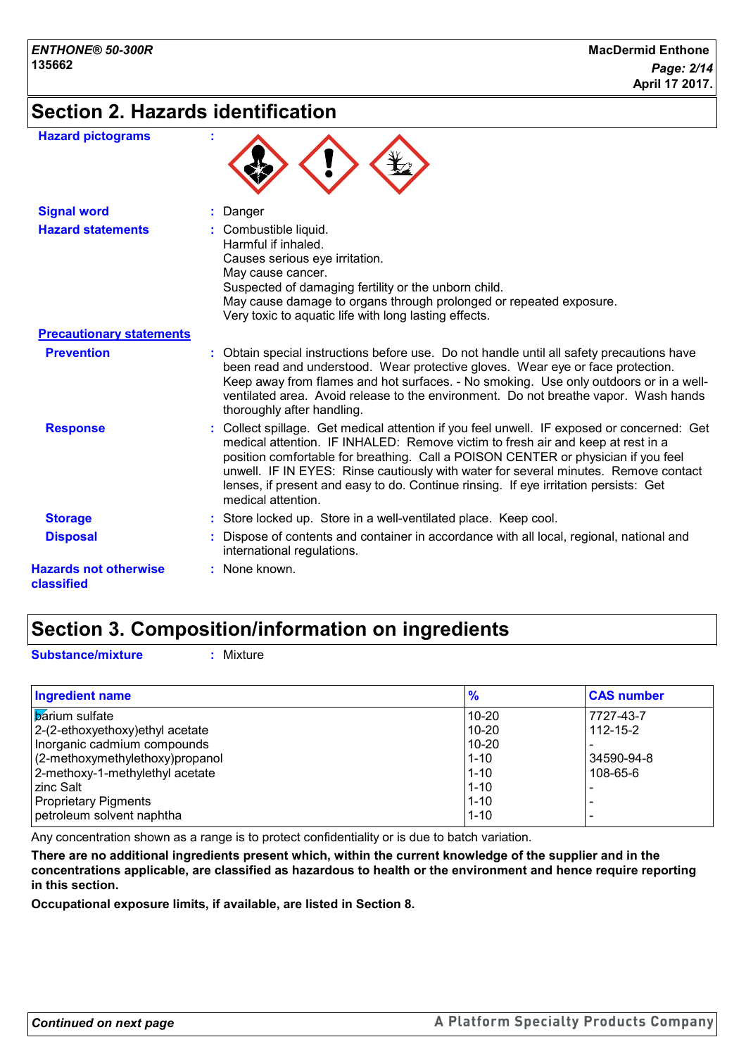## Section 2. Hazards identification

**Hazard pictograms** :

**Signal word** : Danger

**Hazard statements** : Combustible liquid.
Harmful if inhaled.
Causes serious eye irritation.
May cause cancer.
Suspected of damaging fertility or the unborn child.
May cause damage to organs through prolonged or repeated exposure.
Very toxic to aquatic life with long lasting effects.

**Precautionary statements**

**Prevention** : Obtain special instructions before use. Do not handle until all safety precautions have been read and understood. Wear protective gloves. Wear eye or face protection. Keep away from flames and hot surfaces. - No smoking. Use only outdoors or in a well-ventilated area. Avoid release to the environment. Do not breathe vapor. Wash hands thoroughly after handling.

**Response** : Collect spillage. Get medical attention if you feel unwell. IF exposed or concerned: Get medical attention. IF INHALED: Remove victim to fresh air and keep at rest in a position comfortable for breathing. Call a POISON CENTER or physician if you feel unwell. IF IN EYES: Rinse cautiously with water for several minutes. Remove contact lenses, if present and easy to do. Continue rinsing. If eye irritation persists: Get medical attention.

**Storage** : Store locked up. Store in a well-ventilated place. Keep cool.

**Disposal** : Dispose of contents and container in accordance with all local, regional, national and international regulations.

**Hazards not otherwise classified** : None known.

## Section 3. Composition/information on ingredients

**Substance/mixture** : Mixture

| Ingredient name | % | CAS number |
|---|---|---|
| barium sulfate | 10-20 | 7727-43-7 |
| 2-(2-ethoxyethoxy)ethyl acetate | 10-20 | 112-15-2 |
| Inorganic cadmium compounds | 10-20 | - |
| (2-methoxymethylethoxy)propanol | 1-10 | 34590-94-8 |
| 2-methoxy-1-methylethyl acetate | 1-10 | 108-65-6 |
| zinc Salt | 1-10 | - |
| Proprietary Pigments | 1-10 | - |
| petroleum solvent naphtha | 1-10 | - |

Any concentration shown as a range is to protect confidentiality or is due to batch variation.

**There are no additional ingredients present which, within the current knowledge of the supplier and in the concentrations applicable, are classified as hazardous to health or the environment and hence require reporting in this section.**

**Occupational exposure limits, if available, are listed in Section 8.**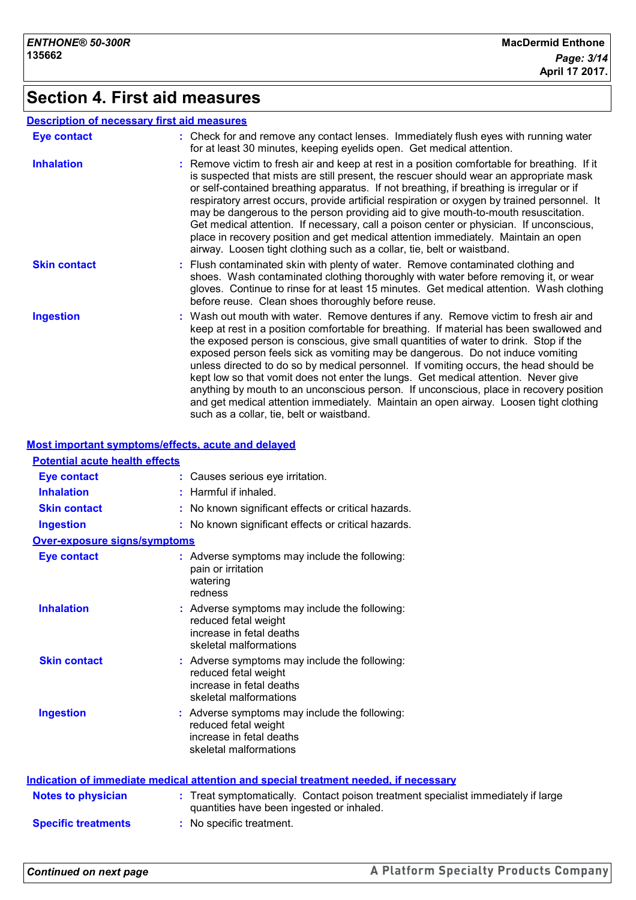# Section 4. First aid measures

## Description of necessary first aid measures

| | |
|---|---|
| **Eye contact** | : Check for and remove any contact lenses. Immediately flush eyes with running water for at least 30 minutes, keeping eyelids open. Get medical attention. |
| **Inhalation** | : Remove victim to fresh air and keep at rest in a position comfortable for breathing. If it is suspected that mists are still present, the rescuer should wear an appropriate mask or self-contained breathing apparatus. If not breathing, if breathing is irregular or if respiratory arrest occurs, provide artificial respiration or oxygen by trained personnel. It may be dangerous to the person providing aid to give mouth-to-mouth resuscitation. Get medical attention. If necessary, call a poison center or physician. If unconscious, place in recovery position and get medical attention immediately. Maintain an open airway. Loosen tight clothing such as a collar, tie, belt or waistband. |
| **Skin contact** | : Flush contaminated skin with plenty of water. Remove contaminated clothing and shoes. Wash contaminated clothing thoroughly with water before removing it, or wear gloves. Continue to rinse for at least 15 minutes. Get medical attention. Wash clothing before reuse. Clean shoes thoroughly before reuse. |
| **Ingestion** | : Wash out mouth with water. Remove dentures if any. Remove victim to fresh air and keep at rest in a position comfortable for breathing. If material has been swallowed and the exposed person is conscious, give small quantities of water to drink. Stop if the exposed person feels sick as vomiting may be dangerous. Do not induce vomiting unless directed to do so by medical personnel. If vomiting occurs, the head should be kept low so that vomit does not enter the lungs. Get medical attention. Never give anything by mouth to an unconscious person. If unconscious, place in recovery position and get medical attention immediately. Maintain an open airway. Loosen tight clothing such as a collar, tie, belt or waistband. |

## Most important symptoms/effects, acute and delayed

### Potential acute health effects

| | |
|---|---|
| **Eye contact** | : Causes serious eye irritation. |
| **Inhalation** | : Harmful if inhaled. |
| **Skin contact** | : No known significant effects or critical hazards. |
| **Ingestion** | : No known significant effects or critical hazards. |

### Over-exposure signs/symptoms

| | |
|---|---|
| **Eye contact** | : Adverse symptoms may include the following:<br>pain or irritation<br>watering<br>redness |
| **Inhalation** | : Adverse symptoms may include the following:<br>reduced fetal weight<br>increase in fetal deaths<br>skeletal malformations |
| **Skin contact** | : Adverse symptoms may include the following:<br>reduced fetal weight<br>increase in fetal deaths<br>skeletal malformations |
| **Ingestion** | : Adverse symptoms may include the following:<br>reduced fetal weight<br>increase in fetal deaths<br>skeletal malformations |

## Indication of immediate medical attention and special treatment needed, if necessary

| | |
|---|---|
| **Notes to physician** | : Treat symptomatically. Contact poison treatment specialist immediately if large quantities have been ingested or inhaled. |
| **Specific treatments** | : No specific treatment. |

*Continued on next page*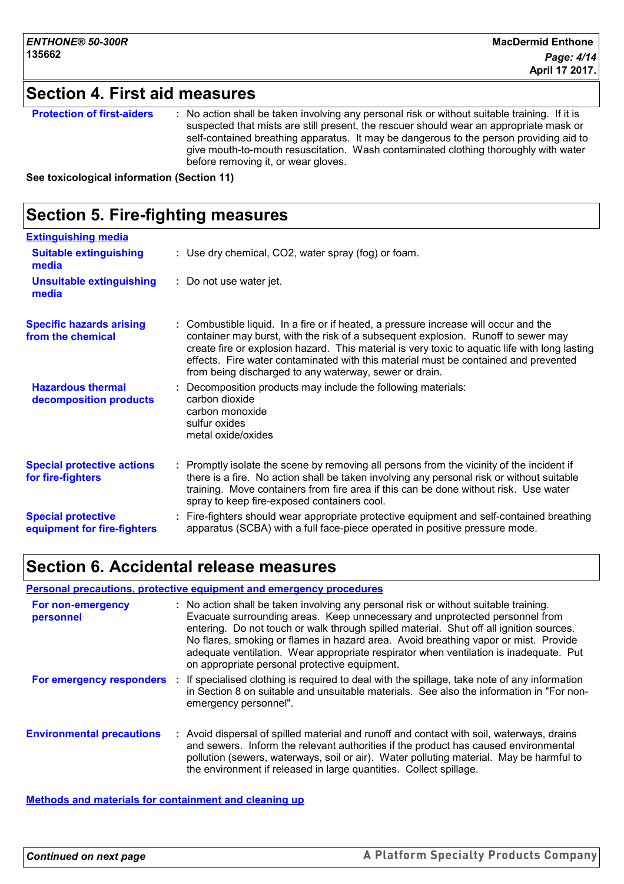## Section 4. First aid measures

**Protection of first-aiders** : No action shall be taken involving any personal risk or without suitable training. If it is suspected that mists are still present, the rescuer should wear an appropriate mask or self-contained breathing apparatus. It may be dangerous to the person providing aid to give mouth-to-mouth resuscitation. Wash contaminated clothing thoroughly with water before removing it, or wear gloves.

**See toxicological information (Section 11)**

## Section 5. Fire-fighting measures

**Extinguishing media**

**Suitable extinguishing media** : Use dry chemical, $CO_2$, water spray (fog) or foam.

**Unsuitable extinguishing media** : Do not use water jet.

**Specific hazards arising from the chemical** : Combustible liquid. In a fire or if heated, a pressure increase will occur and the container may burst, with the risk of a subsequent explosion. Runoff to sewer may create fire or explosion hazard. This material is very toxic to aquatic life with long lasting effects. Fire water contaminated with this material must be contained and prevented from being discharged to any waterway, sewer or drain.

**Hazardous thermal decomposition products** : Decomposition products may include the following materials:
carbon dioxide
carbon monoxide
sulfur oxides
metal oxide/oxides

**Special protective actions for fire-fighters** : Promptly isolate the scene by removing all persons from the vicinity of the incident if there is a fire. No action shall be taken involving any personal risk or without suitable training. Move containers from fire area if this can be done without risk. Use water spray to keep fire-exposed containers cool.

**Special protective equipment for fire-fighters** : Fire-fighters should wear appropriate protective equipment and self-contained breathing apparatus (SCBA) with a full face-piece operated in positive pressure mode.

## Section 6. Accidental release measures

**Personal precautions, protective equipment and emergency procedures**

**For non-emergency personnel** : No action shall be taken involving any personal risk or without suitable training. Evacuate surrounding areas. Keep unnecessary and unprotected personnel from entering. Do not touch or walk through spilled material. Shut off all ignition sources. No flares, smoking or flames in hazard area. Avoid breathing vapor or mist. Provide adequate ventilation. Wear appropriate respirator when ventilation is inadequate. Put on appropriate personal protective equipment.

**For emergency responders** : If specialised clothing is required to deal with the spillage, take note of any information in Section 8 on suitable and unsuitable materials. See also the information in "For non-emergency personnel".

**Environmental precautions** : Avoid dispersal of spilled material and runoff and contact with soil, waterways, drains and sewers. Inform the relevant authorities if the product has caused environmental pollution (sewers, waterways, soil or air). Water polluting material. May be harmful to the environment if released in large quantities. Collect spillage.

**Methods and materials for containment and cleaning up**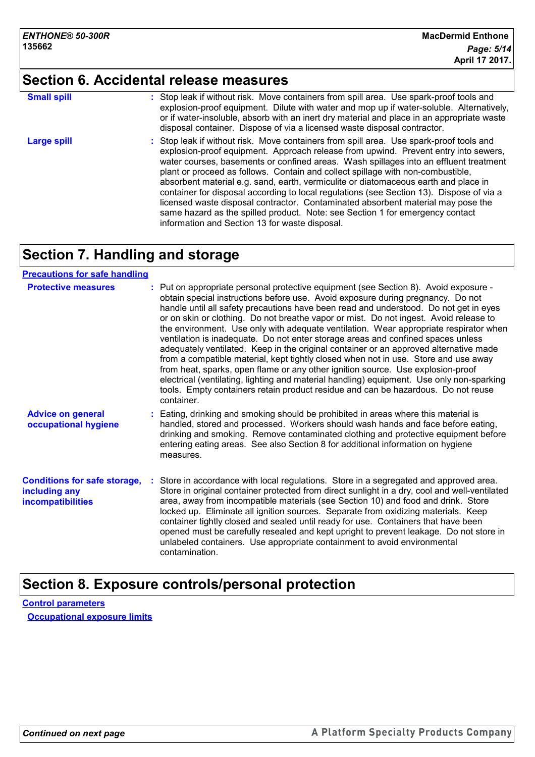## Section 6. Accidental release measures

**Small spill** : Stop leak if without risk. Move containers from spill area. Use spark-proof tools and explosion-proof equipment. Dilute with water and mop up if water-soluble. Alternatively, or if water-insoluble, absorb with an inert dry material and place in an appropriate waste disposal container. Dispose of via a licensed waste disposal contractor.

**Large spill** : Stop leak if without risk. Move containers from spill area. Use spark-proof tools and explosion-proof equipment. Approach release from upwind. Prevent entry into sewers, water courses, basements or confined areas. Wash spillages into an effluent treatment plant or proceed as follows. Contain and collect spillage with non-combustible, absorbent material e.g. sand, earth, vermiculite or diatomaceous earth and place in container for disposal according to local regulations (see Section 13). Dispose of via a licensed waste disposal contractor. Contaminated absorbent material may pose the same hazard as the spilled product. Note: see Section 1 for emergency contact information and Section 13 for waste disposal.

## Section 7. Handling and storage

### Precautions for safe handling

**Protective measures** : Put on appropriate personal protective equipment (see Section 8). Avoid exposure - obtain special instructions before use. Avoid exposure during pregnancy. Do not handle until all safety precautions have been read and understood. Do not get in eyes or on skin or clothing. Do not breathe vapor or mist. Do not ingest. Avoid release to the environment. Use only with adequate ventilation. Wear appropriate respirator when ventilation is inadequate. Do not enter storage areas and confined spaces unless adequately ventilated. Keep in the original container or an approved alternative made from a compatible material, kept tightly closed when not in use. Store and use away from heat, sparks, open flame or any other ignition source. Use explosion-proof electrical (ventilating, lighting and material handling) equipment. Use only non-sparking tools. Empty containers retain product residue and can be hazardous. Do not reuse container.

**Advice on general occupational hygiene** : Eating, drinking and smoking should be prohibited in areas where this material is handled, stored and processed. Workers should wash hands and face before eating, drinking and smoking. Remove contaminated clothing and protective equipment before entering eating areas. See also Section 8 for additional information on hygiene measures.

**Conditions for safe storage, including any incompatibilities** : Store in accordance with local regulations. Store in a segregated and approved area. Store in original container protected from direct sunlight in a dry, cool and well-ventilated area, away from incompatible materials (see Section 10) and food and drink. Store locked up. Eliminate all ignition sources. Separate from oxidizing materials. Keep container tightly closed and sealed until ready for use. Containers that have been opened must be carefully resealed and kept upright to prevent leakage. Do not store in unlabeled containers. Use appropriate containment to avoid environmental contamination.

## Section 8. Exposure controls/personal protection

### Control parameters

#### Occupational exposure limits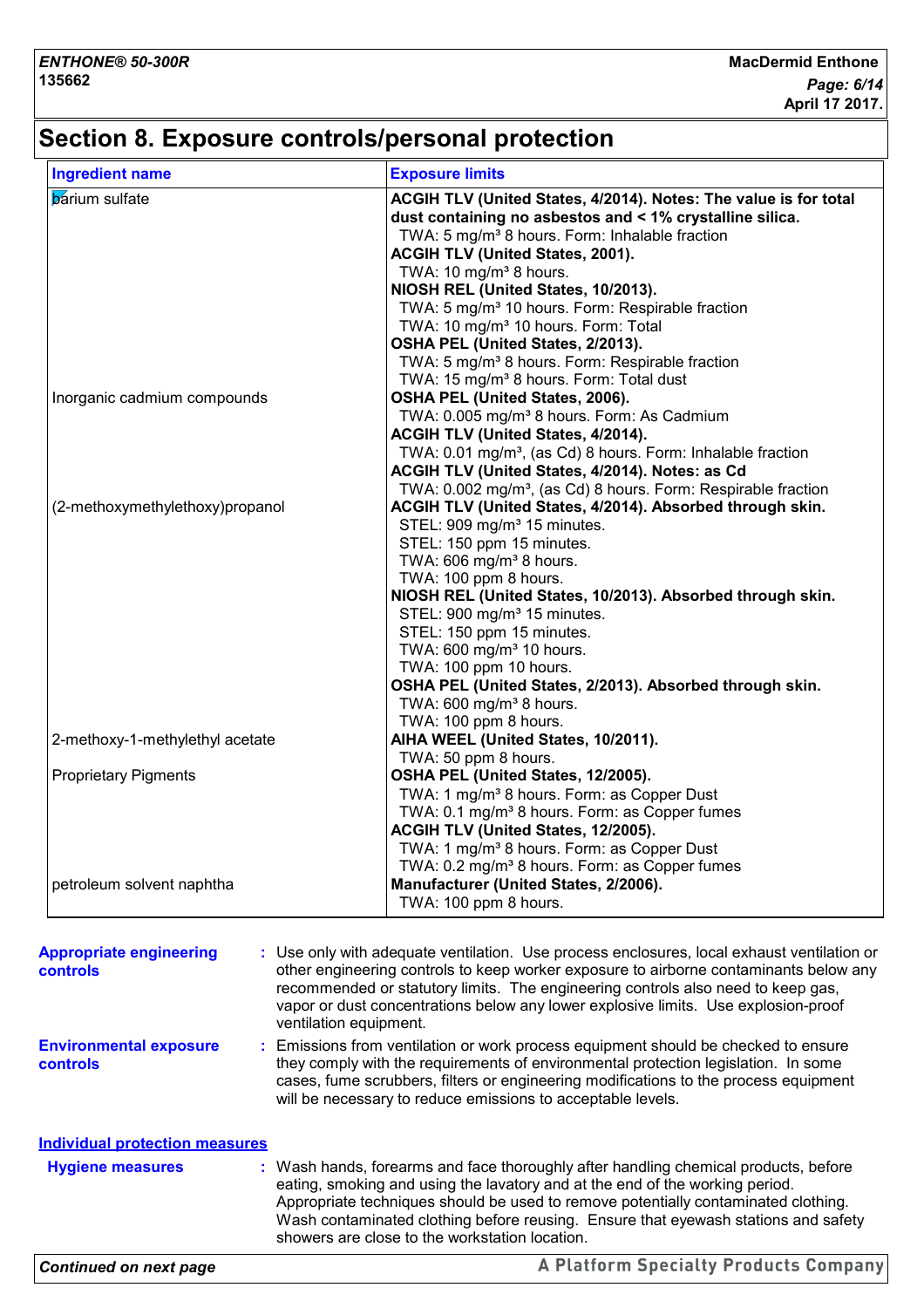# Section 8. Exposure controls/personal protection

| Ingredient name | Exposure limits |
| --- | --- |
| barium sulfate | **ACGIH TLV (United States, 4/2014). Notes: The value is for total dust containing no asbestos and < 1% crystalline silica.**<br>TWA: 5 mg/m³ 8 hours. Form: Inhalable fraction<br>**ACGIH TLV (United States, 2001).**<br>TWA: 10 mg/m³ 8 hours.<br>**NIOSH REL (United States, 10/2013).**<br>TWA: 5 mg/m³ 10 hours. Form: Respirable fraction<br>TWA: 10 mg/m³ 10 hours. Form: Total<br>**OSHA PEL (United States, 2/2013).**<br>TWA: 5 mg/m³ 8 hours. Form: Respirable fraction<br>TWA: 15 mg/m³ 8 hours. Form: Total dust |
| Inorganic cadmium compounds | **OSHA PEL (United States, 2006).**<br>TWA: 0.005 mg/m³ 8 hours. Form: As Cadmium<br>**ACGIH TLV (United States, 4/2014).**<br>TWA: 0.01 mg/m³, (as Cd) 8 hours. Form: Inhalable fraction<br>**ACGIH TLV (United States, 4/2014). Notes: as Cd**<br>TWA: 0.002 mg/m³, (as Cd) 8 hours. Form: Respirable fraction |
| (2-methoxymethylethoxy)propanol | **ACGIH TLV (United States, 4/2014). Absorbed through skin.**<br>STEL: 909 mg/m³ 15 minutes.<br>STEL: 150 ppm 15 minutes.<br>TWA: 606 mg/m³ 8 hours.<br>TWA: 100 ppm 8 hours.<br>**NIOSH REL (United States, 10/2013). Absorbed through skin.**<br>STEL: 900 mg/m³ 15 minutes.<br>STEL: 150 ppm 15 minutes.<br>TWA: 600 mg/m³ 10 hours.<br>TWA: 100 ppm 10 hours.<br>**OSHA PEL (United States, 2/2013). Absorbed through skin.**<br>TWA: 600 mg/m³ 8 hours.<br>TWA: 100 ppm 8 hours. |
| 2-methoxy-1-methylethyl acetate | **AIHA WEEL (United States, 10/2011).**<br>TWA: 50 ppm 8 hours. |
| Proprietary Pigments | **OSHA PEL (United States, 12/2005).**<br>TWA: 1 mg/m³ 8 hours. Form: as Copper Dust<br>TWA: 0.1 mg/m³ 8 hours. Form: as Copper fumes<br>**ACGIH TLV (United States, 12/2005).**<br>TWA: 1 mg/m³ 8 hours. Form: as Copper Dust<br>TWA: 0.2 mg/m³ 8 hours. Form: as Copper fumes |
| petroleum solvent naphtha | **Manufacturer (United States, 2/2006).**<br>TWA: 100 ppm 8 hours. |

**Appropriate engineering controls** : Use only with adequate ventilation. Use process enclosures, local exhaust ventilation or other engineering controls to keep worker exposure to airborne contaminants below any recommended or statutory limits. The engineering controls also need to keep gas, vapor or dust concentrations below any lower explosive limits. Use explosion-proof ventilation equipment.

**Environmental exposure controls** : Emissions from ventilation or work process equipment should be checked to ensure they comply with the requirements of environmental protection legislation. In some cases, fume scrubbers, filters or engineering modifications to the process equipment will be necessary to reduce emissions to acceptable levels.

## Individual protection measures

**Hygiene measures** : Wash hands, forearms and face thoroughly after handling chemical products, before eating, smoking and using the lavatory and at the end of the working period. Appropriate techniques should be used to remove potentially contaminated clothing. Wash contaminated clothing before reusing. Ensure that eyewash stations and safety showers are close to the workstation location.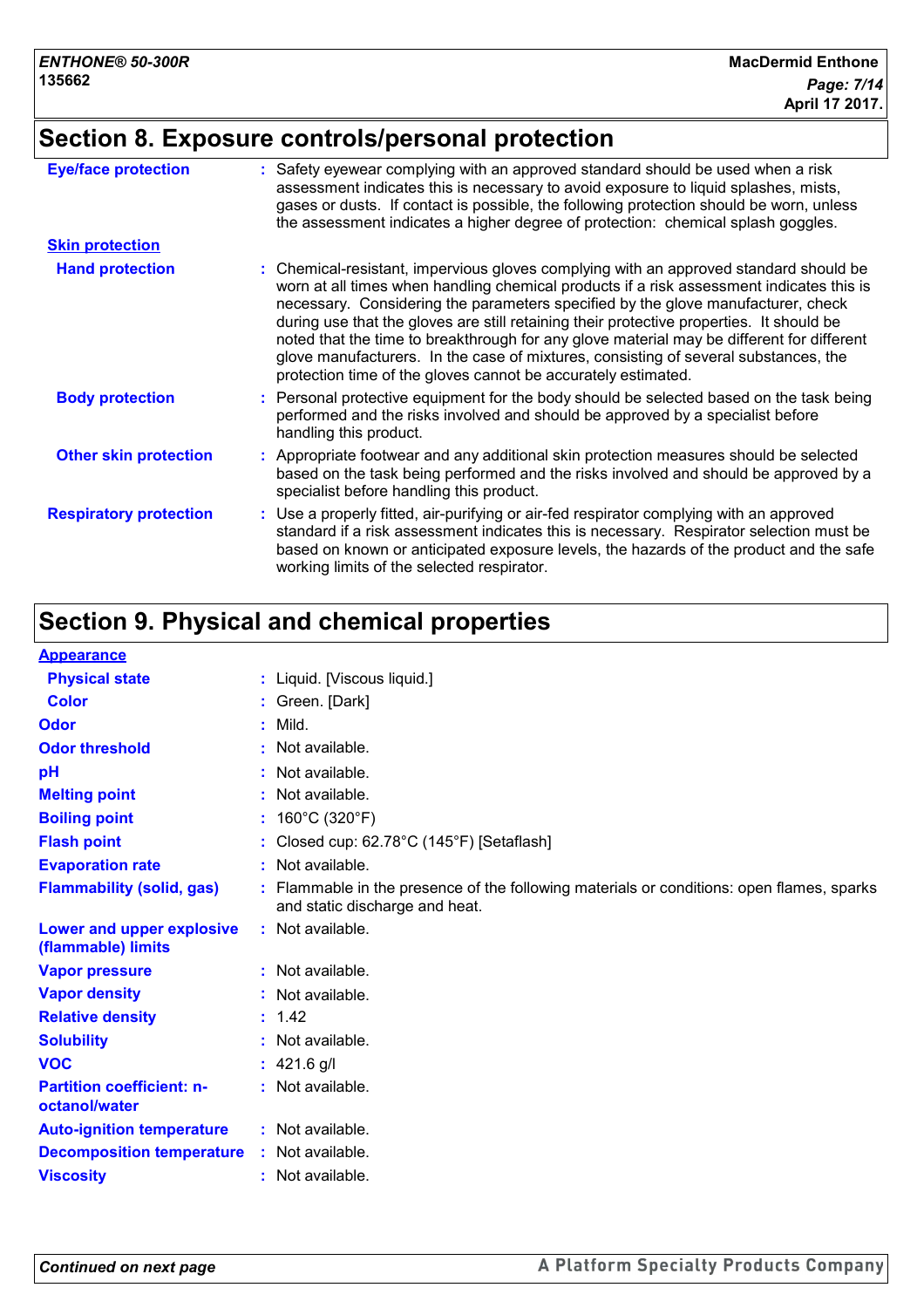## Section 8. Exposure controls/personal protection

**Eye/face protection** : Safety eyewear complying with an approved standard should be used when a risk assessment indicates this is necessary to avoid exposure to liquid splashes, mists, gases or dusts. If contact is possible, the following protection should be worn, unless the assessment indicates a higher degree of protection: chemical splash goggles.

**Skin protection**

**Hand protection** : Chemical-resistant, impervious gloves complying with an approved standard should be worn at all times when handling chemical products if a risk assessment indicates this is necessary. Considering the parameters specified by the glove manufacturer, check during use that the gloves are still retaining their protective properties. It should be noted that the time to breakthrough for any glove material may be different for different glove manufacturers. In the case of mixtures, consisting of several substances, the protection time of the gloves cannot be accurately estimated.

**Body protection** : Personal protective equipment for the body should be selected based on the task being performed and the risks involved and should be approved by a specialist before handling this product.

**Other skin protection** : Appropriate footwear and any additional skin protection measures should be selected based on the task being performed and the risks involved and should be approved by a specialist before handling this product.

**Respiratory protection** : Use a properly fitted, air-purifying or air-fed respirator complying with an approved standard if a risk assessment indicates this is necessary. Respirator selection must be based on known or anticipated exposure levels, the hazards of the product and the safe working limits of the selected respirator.

## Section 9. Physical and chemical properties

**Appearance**

| Property | Value |
|---|---|
| **Physical state** | Liquid. [Viscous liquid.] |
| **Color** | Green. [Dark] |
| **Odor** | Mild. |
| **Odor threshold** | Not available. |
| **pH** | Not available. |
| **Melting point** | Not available. |
| **Boiling point** | 160°C (320°F) |
| **Flash point** | Closed cup: 62.78°C (145°F) [Setaflash] |
| **Evaporation rate** | Not available. |
| **Flammability (solid, gas)** | Flammable in the presence of the following materials or conditions: open flames, sparks and static discharge and heat. |
| **Lower and upper explosive (flammable) limits** | Not available. |
| **Vapor pressure** | Not available. |
| **Vapor density** | Not available. |
| **Relative density** | 1.42 |
| **Solubility** | Not available. |
| **VOC** | 421.6 g/l |
| **Partition coefficient: n-octanol/water** | Not available. |
| **Auto-ignition temperature** | Not available. |
| **Decomposition temperature** | Not available. |
| **Viscosity** | Not available. |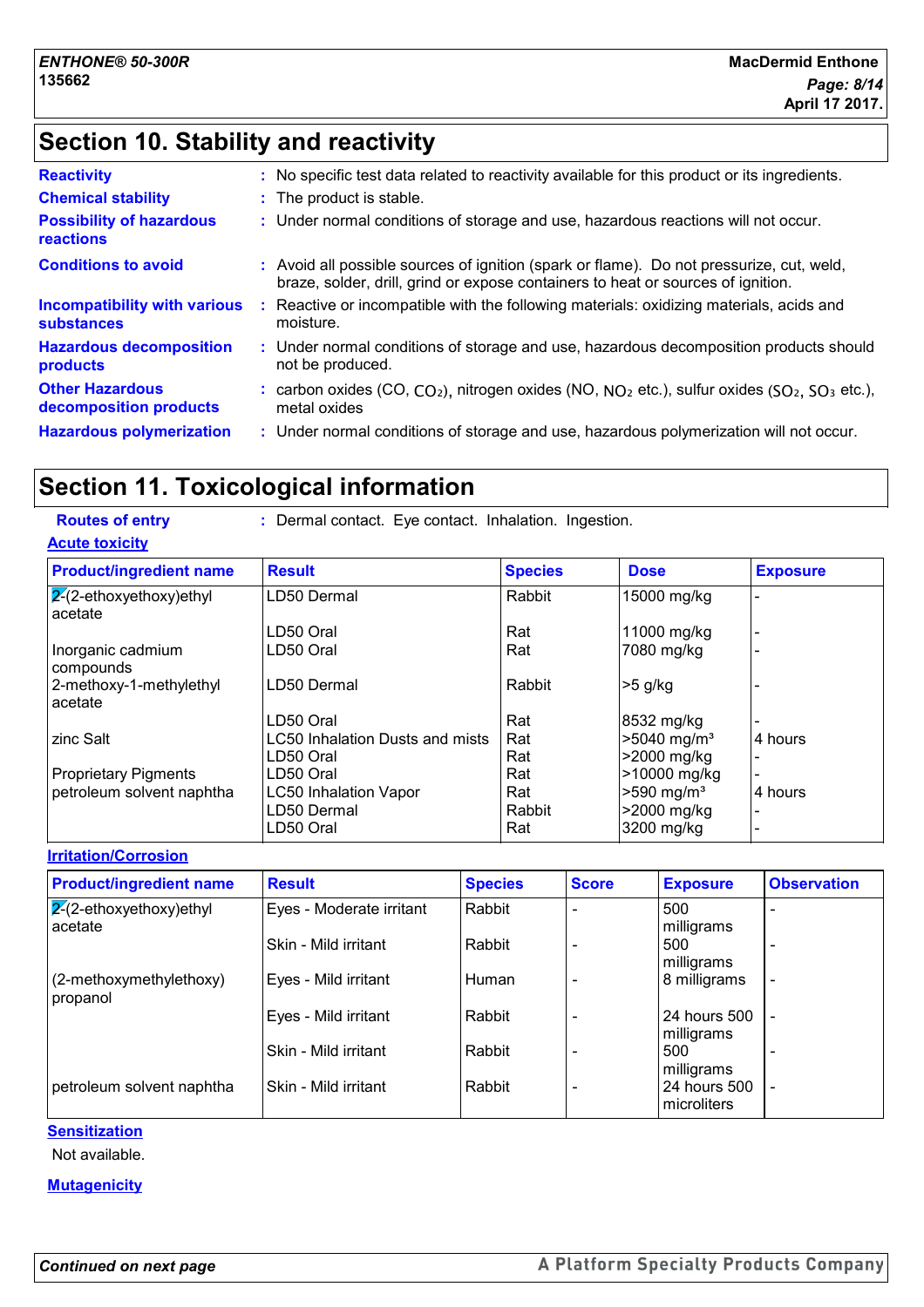## Section 10. Stability and reactivity

| | |
|---|---|
| **Reactivity** | : No specific test data related to reactivity available for this product or its ingredients. |
| **Chemical stability** | : The product is stable. |
| **Possibility of hazardous reactions** | : Under normal conditions of storage and use, hazardous reactions will not occur. |
| **Conditions to avoid** | : Avoid all possible sources of ignition (spark or flame). Do not pressurize, cut, weld, braze, solder, drill, grind or expose containers to heat or sources of ignition. |
| **Incompatibility with various substances** | : Reactive or incompatible with the following materials: oxidizing materials, acids and moisture. |
| **Hazardous decomposition products** | : Under normal conditions of storage and use, hazardous decomposition products should not be produced. |
| **Other Hazardous decomposition products** | : carbon oxides (CO, $CO_2$), nitrogen oxides (NO, $NO_2$ etc.), sulfur oxides ($SO_2$, $SO_3$ etc.), metal oxides |
| **Hazardous polymerization** | : Under normal conditions of storage and use, hazardous polymerization will not occur. |

## Section 11. Toxicological information

**Routes of entry** : Dermal contact. Eye contact. Inhalation. Ingestion.

**Acute toxicity**

| Product/ingredient name | Result | Species | Dose | Exposure |
|---|---|---|---|---|
| 2-(2-ethoxyethoxy)ethyl acetate | LD50 Dermal | Rabbit | 15000 mg/kg | - |
| | LD50 Oral | Rat | 11000 mg/kg | - |
| Inorganic cadmium compounds | LD50 Oral | Rat | 7080 mg/kg | - |
| 2-methoxy-1-methylethyl acetate | LD50 Dermal | Rabbit | >5 g/kg | - |
| | LD50 Oral | Rat | 8532 mg/kg | - |
| zinc Salt | LC50 Inhalation Dusts and mists | Rat | >5040 mg/m³ | 4 hours |
| | LD50 Oral | Rat | >2000 mg/kg | - |
| Proprietary Pigments | LD50 Oral | Rat | >10000 mg/kg | - |
| petroleum solvent naphtha | LC50 Inhalation Vapor | Rat | >590 mg/m³ | 4 hours |
| | LD50 Dermal | Rabbit | >2000 mg/kg | - |
| | LD50 Oral | Rat | 3200 mg/kg | - |

**Irritation/Corrosion**

| Product/ingredient name | Result | Species | Score | Exposure | Observation |
|---|---|---|---|---|---|
| 2-(2-ethoxyethoxy)ethyl acetate | Eyes - Moderate irritant | Rabbit | - | 500 milligrams | - |
| | Skin - Mild irritant | Rabbit | - | 500 milligrams | - |
| (2-methoxymethylethoxy) propanol | Eyes - Mild irritant | Human | - | 8 milligrams | - |
| | Eyes - Mild irritant | Rabbit | - | 24 hours 500 milligrams | - |
| | Skin - Mild irritant | Rabbit | - | 500 milligrams | - |
| petroleum solvent naphtha | Skin - Mild irritant | Rabbit | - | 24 hours 500 microliters | - |

**Sensitization**

Not available.

**Mutagenicity**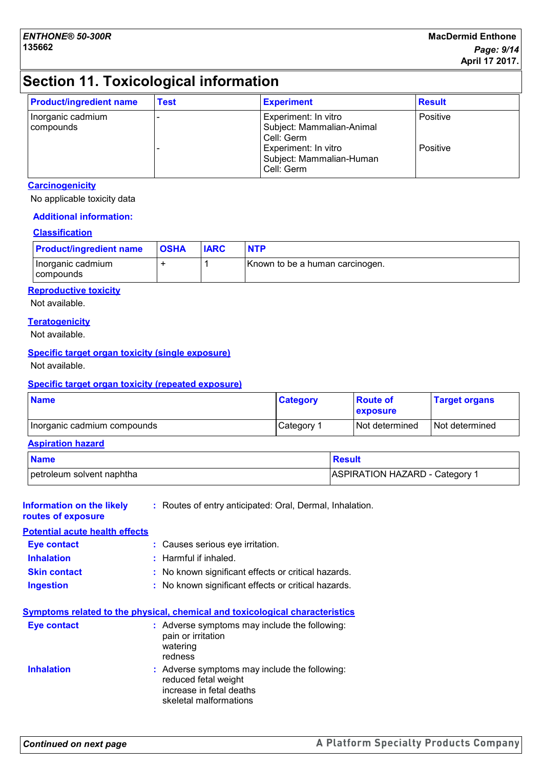## Section 11. Toxicological information

| Product/ingredient name | Test | Experiment | Result |
|---|---|---|---|
| Inorganic cadmium compounds | - | Experiment: In vitro<br>Subject: Mammalian-Animal<br>Cell: Germ | Positive |
| | - | Experiment: In vitro<br>Subject: Mammalian-Human<br>Cell: Germ | Positive |

**Carcinogenicity**

No applicable toxicity data

**Additional information:**

**Classification**

| Product/ingredient name | OSHA | IARC | NTP |
|---|---|---|---|
| Inorganic cadmium compounds | + | 1 | Known to be a human carcinogen. |

**Reproductive toxicity**

Not available.

**Teratogenicity**

Not available.

**Specific target organ toxicity (single exposure)**

Not available.

**Specific target organ toxicity (repeated exposure)**

| Name | Category | Route of exposure | Target organs |
|---|---|---|---|
| Inorganic cadmium compounds | Category 1 | Not determined | Not determined |

**Aspiration hazard**

| Name | Result |
|---|---|
| petroleum solvent naphtha | ASPIRATION HAZARD - Category 1 |

**Information on the likely routes of exposure** : Routes of entry anticipated: Oral, Dermal, Inhalation.

**Potential acute health effects**

**Eye contact** : Causes serious eye irritation.

**Inhalation** : Harmful if inhaled.

**Skin contact** : No known significant effects or critical hazards.

**Ingestion** : No known significant effects or critical hazards.

**Symptoms related to the physical, chemical and toxicological characteristics**

**Eye contact** : Adverse symptoms may include the following:
pain or irritation
watering
redness

**Inhalation** : Adverse symptoms may include the following:
reduced fetal weight
increase in fetal deaths
skeletal malformations

*Continued on next page*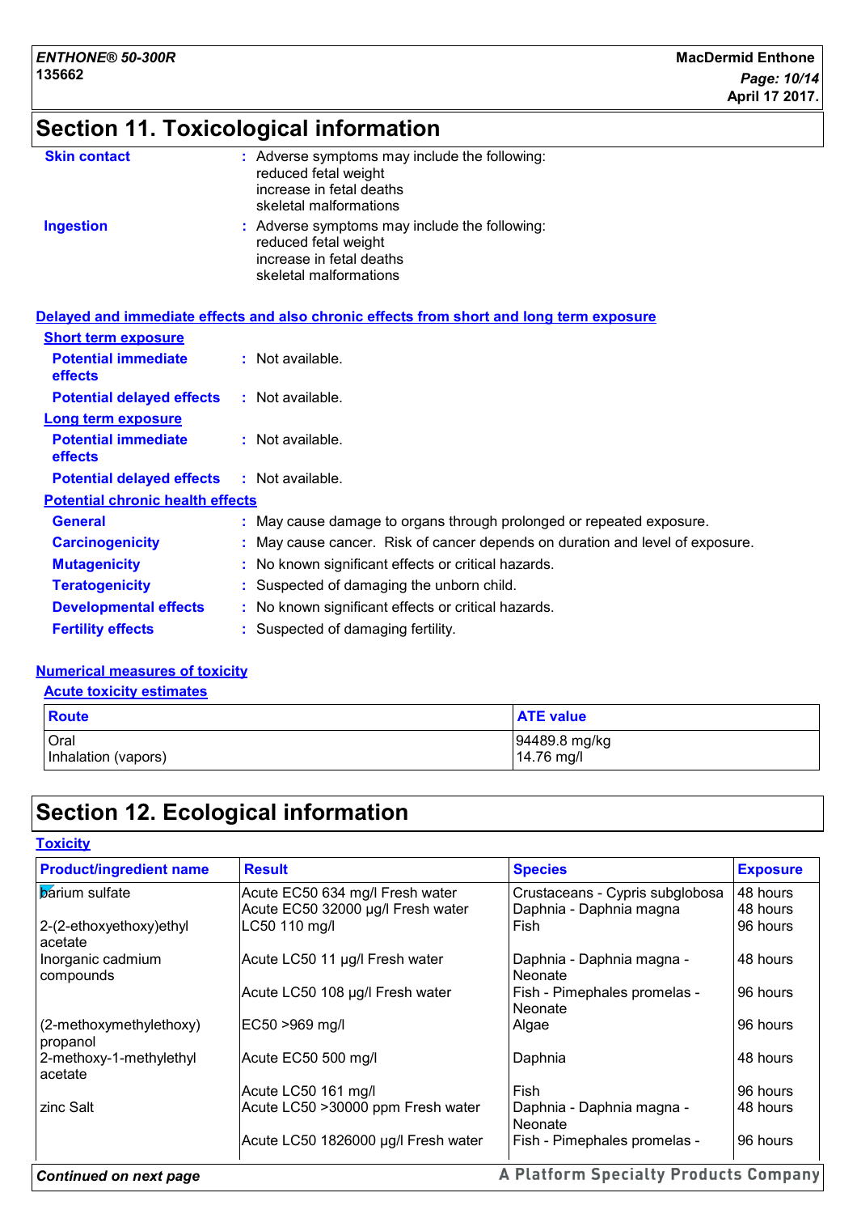## Section 11. Toxicological information

**Skin contact** : Adverse symptoms may include the following:
reduced fetal weight
increase in fetal deaths
skeletal malformations

**Ingestion** : Adverse symptoms may include the following:
reduced fetal weight
increase in fetal deaths
skeletal malformations

**Delayed and immediate effects and also chronic effects from short and long term exposure**

**Short term exposure**

**Potential immediate effects** : Not available.

**Potential delayed effects** : Not available.

**Long term exposure**

**Potential immediate effects** : Not available.

**Potential delayed effects** : Not available.

**Potential chronic health effects**

**General** : May cause damage to organs through prolonged or repeated exposure.

**Carcinogenicity** : May cause cancer. Risk of cancer depends on duration and level of exposure.

**Mutagenicity** : No known significant effects or critical hazards.

**Teratogenicity** : Suspected of damaging the unborn child.

**Developmental effects** : No known significant effects or critical hazards.

**Fertility effects** : Suspected of damaging fertility.

**Numerical measures of toxicity**

**Acute toxicity estimates**

| Route | ATE value |
|---|---|
| Oral | 94489.8 mg/kg |
| Inhalation (vapors) | 14.76 mg/l |

## Section 12. Ecological information

**Toxicity**

| Product/ingredient name | Result | Species | Exposure |
|---|---|---|---|
| barium sulfate | Acute EC50 634 mg/l Fresh water | Crustaceans - Cypris subglobosa | 48 hours |
| | Acute EC50 32000 µg/l Fresh water | Daphnia - Daphnia magna | 48 hours |
| 2-(2-ethoxyethoxy)ethyl acetate | LC50 110 mg/l | Fish | 96 hours |
| Inorganic cadmium compounds | Acute LC50 11 µg/l Fresh water | Daphnia - Daphnia magna - Neonate | 48 hours |
| | Acute LC50 108 µg/l Fresh water | Fish - Pimephales promelas - Neonate | 96 hours |
| (2-methoxymethylethoxy) propanol | EC50 >969 mg/l | Algae | 96 hours |
| 2-methoxy-1-methylethyl acetate | Acute EC50 500 mg/l | Daphnia | 48 hours |
| | Acute LC50 161 mg/l | Fish | 96 hours |
| zinc Salt | Acute LC50 >30000 ppm Fresh water | Daphnia - Daphnia magna - Neonate | 48 hours |
| | Acute LC50 1826000 µg/l Fresh water | Fish - Pimephales promelas - | 96 hours |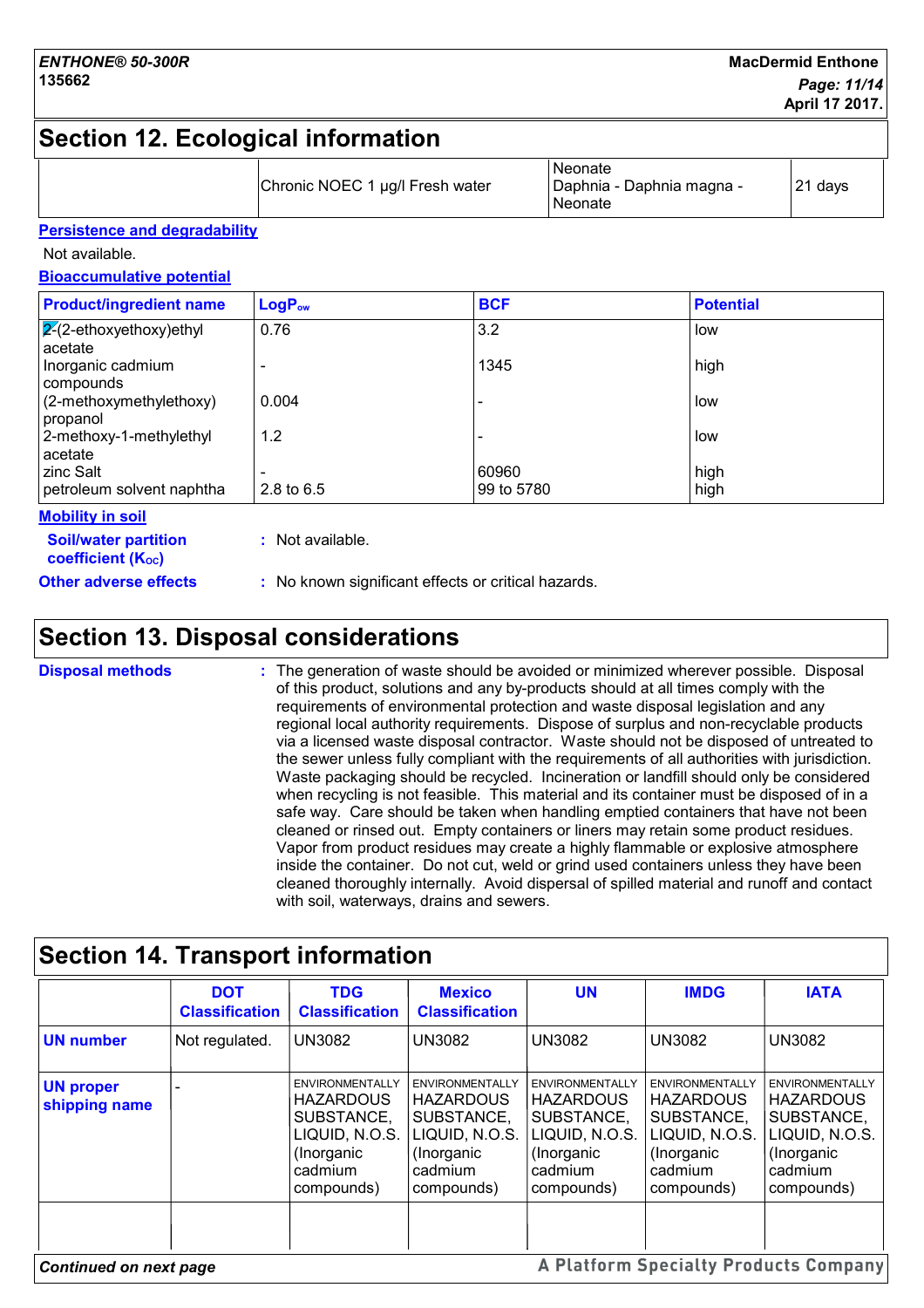## Section 12. Ecological information

| | | | |
|---|---|---|---|
| | Chronic NOEC 1 µg/l Fresh water | Neonate Daphnia - Daphnia magna - Neonate | 21 days |

**Persistence and degradability**

Not available.

**Bioaccumulative potential**

| Product/ingredient name | $LogP_{ow}$ | BCF | Potential |
|---|---|---|---|
| 2-(2-ethoxyethoxy)ethyl acetate | 0.76 | 3.2 | low |
| Inorganic cadmium compounds | - | 1345 | high |
| (2-methoxymethylethoxy) propanol | 0.004 | - | low |
| 2-methoxy-1-methylethyl acetate | 1.2 | - | low |
| zinc Salt | - | 60960 | high |
| petroleum solvent naphtha | 2.8 to 6.5 | 99 to 5780 | high |

**Mobility in soil**

**Soil/water partition coefficient ($K_{OC}$)** : Not available.

**Other adverse effects** : No known significant effects or critical hazards.

## Section 13. Disposal considerations

**Disposal methods** : The generation of waste should be avoided or minimized wherever possible. Disposal of this product, solutions and any by-products should at all times comply with the requirements of environmental protection and waste disposal legislation and any regional local authority requirements. Dispose of surplus and non-recyclable products via a licensed waste disposal contractor. Waste should not be disposed of untreated to the sewer unless fully compliant with the requirements of all authorities with jurisdiction. Waste packaging should be recycled. Incineration or landfill should only be considered when recycling is not feasible. This material and its container must be disposed of in a safe way. Care should be taken when handling emptied containers that have not been cleaned or rinsed out. Empty containers or liners may retain some product residues. Vapor from product residues may create a highly flammable or explosive atmosphere inside the container. Do not cut, weld or grind used containers unless they have been cleaned thoroughly internally. Avoid dispersal of spilled material and runoff and contact with soil, waterways, drains and sewers.

## Section 14. Transport information

| | DOT Classification | TDG Classification | Mexico Classification | UN | IMDG | IATA |
|---|---|---|---|---|---|---|
| **UN number** | Not regulated. | UN3082 | UN3082 | UN3082 | UN3082 | UN3082 |
| **UN proper shipping name** | - | ENVIRONMENTALLY HAZARDOUS SUBSTANCE, LIQUID, N.O.S. (Inorganic cadmium compounds) | ENVIRONMENTALLY HAZARDOUS SUBSTANCE, LIQUID, N.O.S. (Inorganic cadmium compounds) | ENVIRONMENTALLY HAZARDOUS SUBSTANCE, LIQUID, N.O.S. (Inorganic cadmium compounds) | ENVIRONMENTALLY HAZARDOUS SUBSTANCE, LIQUID, N.O.S. (Inorganic cadmium compounds) | ENVIRONMENTALLY HAZARDOUS SUBSTANCE, LIQUID, N.O.S. (Inorganic cadmium compounds) |
| | | | | | | |

*Continued on next page*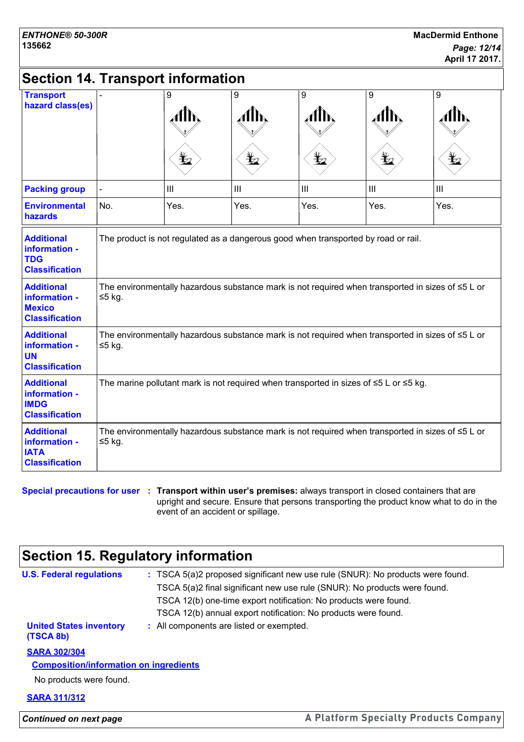## Section 14. Transport information

| Transport hazard class(es) | - | 9 | 9 | 9 | 9 | 9 |
|---|---|---|---|---|---|---|
| Packing group | - | III | III | III | III | III |
| Environmental hazards | No. | Yes. | Yes. | Yes. | Yes. | Yes. |

| | |
|---|---|
| **Additional information - TDG Classification** | The product is not regulated as a dangerous good when transported by road or rail. |
| **Additional information - Mexico Classification** | The environmentally hazardous substance mark is not required when transported in sizes of ≤5 L or ≤5 kg. |
| **Additional information - UN Classification** | The environmentally hazardous substance mark is not required when transported in sizes of ≤5 L or ≤5 kg. |
| **Additional information - IMDG Classification** | The marine pollutant mark is not required when transported in sizes of ≤5 L or ≤5 kg. |
| **Additional information - IATA Classification** | The environmentally hazardous substance mark is not required when transported in sizes of ≤5 L or ≤5 kg. |

**Special precautions for user** : **Transport within user's premises:** always transport in closed containers that are upright and secure. Ensure that persons transporting the product know what to do in the event of an accident or spillage.

## Section 15. Regulatory information

**U.S. Federal regulations** : TSCA 5(a)2 proposed significant new use rule (SNUR): No products were found.
TSCA 5(a)2 final significant new use rule (SNUR): No products were found.
TSCA 12(b) one-time export notification: No products were found.
TSCA 12(b) annual export notification: No products were found.

**United States inventory (TSCA 8b)** : All components are listed or exempted.

**SARA 302/304**

**Composition/information on ingredients**

No products were found.

**SARA 311/312**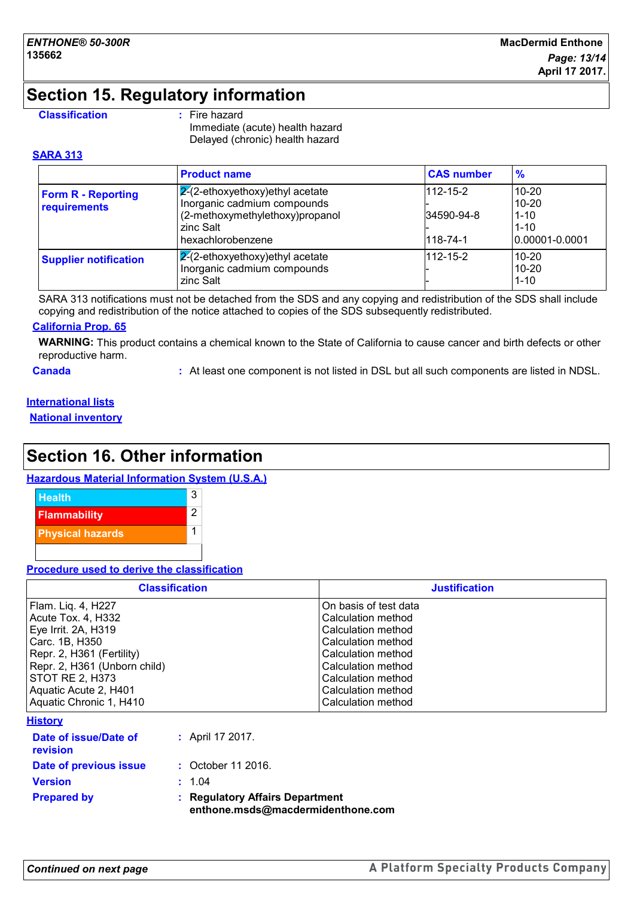## Section 15. Regulatory information

**Classification** : Fire hazard
Immediate (acute) health hazard
Delayed (chronic) health hazard

**SARA 313**

| | Product name | CAS number | % |
|---|---|---|---|
| **Form R - Reporting requirements** | 2-(2-ethoxyethoxy)ethyl acetate | 112-15-2 | 10-20 |
| | Inorganic cadmium compounds | - | 10-20 |
| | (2-methoxymethylethoxy)propanol | 34590-94-8 | 1-10 |
| | zinc Salt | - | 1-10 |
| | hexachlorobenzene | 118-74-1 | 0.00001-0.0001 |
| **Supplier notification** | 2-(2-ethoxyethoxy)ethyl acetate | 112-15-2 | 10-20 |
| | Inorganic cadmium compounds | - | 10-20 |
| | zinc Salt | - | 1-10 |

SARA 313 notifications must not be detached from the SDS and any copying and redistribution of the SDS shall include copying and redistribution of the notice attached to copies of the SDS subsequently redistributed.

**California Prop. 65**

**WARNING:** This product contains a chemical known to the State of California to cause cancer and birth defects or other reproductive harm.

**Canada** : At least one component is not listed in DSL but all such components are listed in NDSL.

**International lists**

**National inventory**

## Section 16. Other information

**Hazardous Material Information System (U.S.A.)**

| | |
|---|---|
| Health | 3 |
| Flammability | 2 |
| Physical hazards | 1 |

**Procedure used to derive the classification**

| Classification | Justification |
|---|---|
| Flam. Liq. 4, H227 | On basis of test data |
| Acute Tox. 4, H332 | Calculation method |
| Eye Irrit. 2A, H319 | Calculation method |
| Carc. 1B, H350 | Calculation method |
| Repr. 2, H361 (Fertility) | Calculation method |
| Repr. 2, H361 (Unborn child) | Calculation method |
| STOT RE 2, H373 | Calculation method |
| Aquatic Acute 2, H401 | Calculation method |
| Aquatic Chronic 1, H410 | Calculation method |

**History**

**Date of issue/Date of revision** : April 17 2017.

**Date of previous issue** : October 11 2016.

**Version** : 1.04

**Prepared by** : **Regulatory Affairs Department**
**enthone.msds@macdermidenthone.com**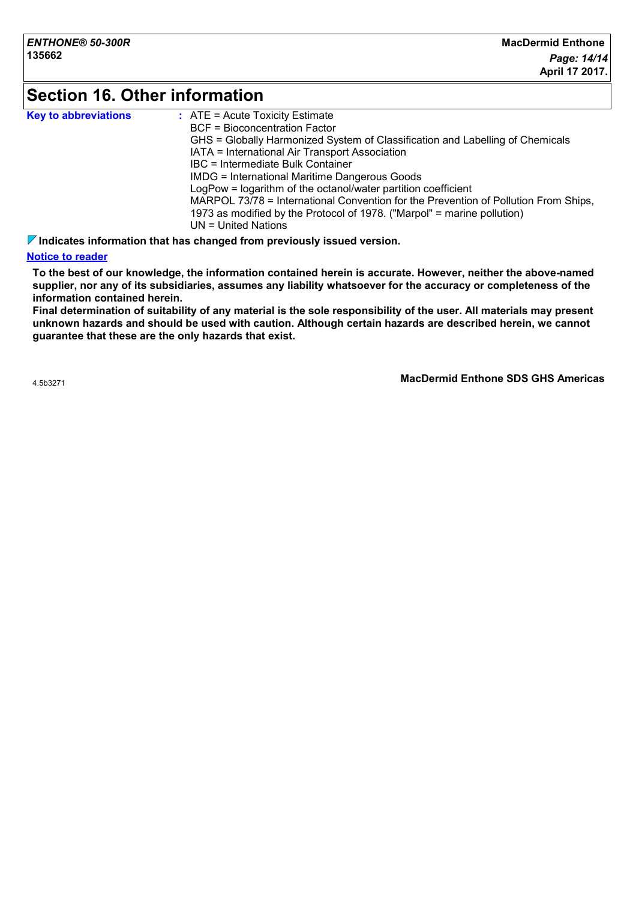# Section 16. Other information

**Key to abbreviations** : ATE = Acute Toxicity Estimate
BCF = Bioconcentration Factor
GHS = Globally Harmonized System of Classification and Labelling of Chemicals
IATA = International Air Transport Association
IBC = Intermediate Bulk Container
IMDG = International Maritime Dangerous Goods
LogPow = logarithm of the octanol/water partition coefficient
MARPOL 73/78 = International Convention for the Prevention of Pollution From Ships, 1973 as modified by the Protocol of 1978. ("Marpol" = marine pollution)
UN = United Nations

**Indicates information that has changed from previously issued version.**

**Notice to reader**

**To the best of our knowledge, the information contained herein is accurate. However, neither the above-named supplier, nor any of its subsidiaries, assumes any liability whatsoever for the accuracy or completeness of the information contained herein.**
**Final determination of suitability of any material is the sole responsibility of the user. All materials may present unknown hazards and should be used with caution. Although certain hazards are described herein, we cannot guarantee that these are the only hazards that exist.**